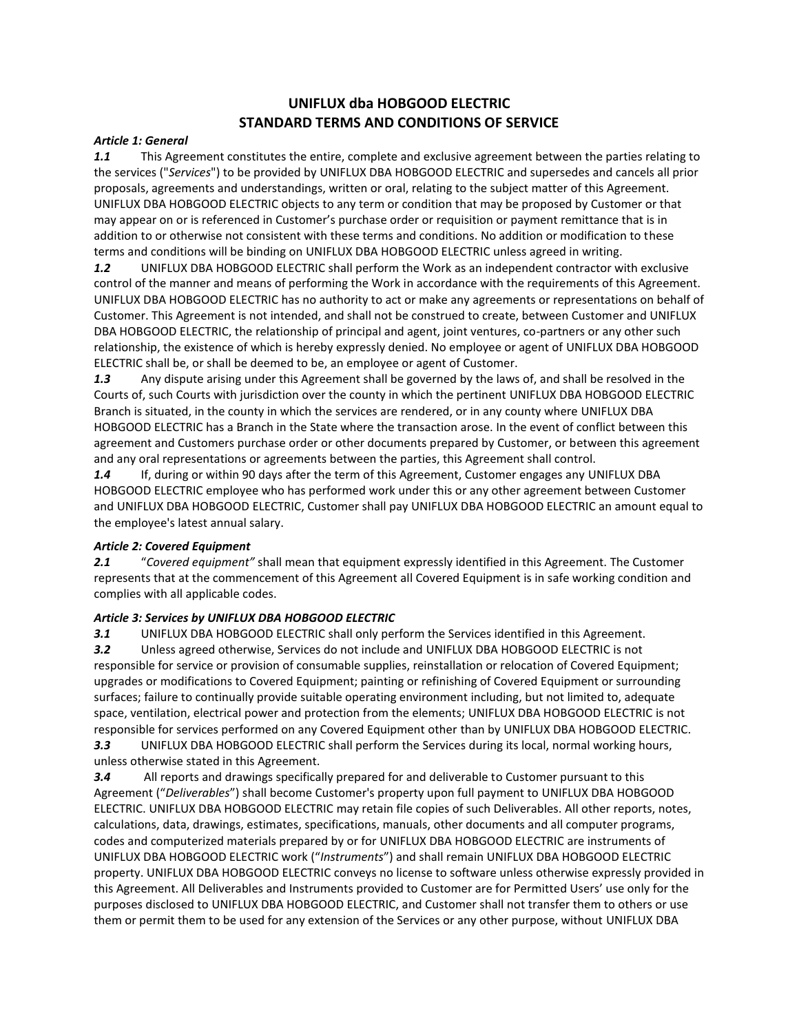# UNIFLUX dba HOBGOOD ELECTRIC
# STANDARD TERMS AND CONDITIONS OF SERVICE

***Article 1: General***

***1.1*** This Agreement constitutes the entire, complete and exclusive agreement between the parties relating to the services ("*Services*") to be provided by UNIFLUX DBA HOBGOOD ELECTRIC and supersedes and cancels all prior proposals, agreements and understandings, written or oral, relating to the subject matter of this Agreement. UNIFLUX DBA HOBGOOD ELECTRIC objects to any term or condition that may be proposed by Customer or that may appear on or is referenced in Customer's purchase order or requisition or payment remittance that is in addition to or otherwise not consistent with these terms and conditions. No addition or modification to these terms and conditions will be binding on UNIFLUX DBA HOBGOOD ELECTRIC unless agreed in writing.

***1.2*** UNIFLUX DBA HOBGOOD ELECTRIC shall perform the Work as an independent contractor with exclusive control of the manner and means of performing the Work in accordance with the requirements of this Agreement. UNIFLUX DBA HOBGOOD ELECTRIC has no authority to act or make any agreements or representations on behalf of Customer. This Agreement is not intended, and shall not be construed to create, between Customer and UNIFLUX DBA HOBGOOD ELECTRIC, the relationship of principal and agent, joint ventures, co-partners or any other such relationship, the existence of which is hereby expressly denied. No employee or agent of UNIFLUX DBA HOBGOOD ELECTRIC shall be, or shall be deemed to be, an employee or agent of Customer.

***1.3*** Any dispute arising under this Agreement shall be governed by the laws of, and shall be resolved in the Courts of, such Courts with jurisdiction over the county in which the pertinent UNIFLUX DBA HOBGOOD ELECTRIC Branch is situated, in the county in which the services are rendered, or in any county where UNIFLUX DBA HOBGOOD ELECTRIC has a Branch in the State where the transaction arose. In the event of conflict between this agreement and Customers purchase order or other documents prepared by Customer, or between this agreement and any oral representations or agreements between the parties, this Agreement shall control.

***1.4*** If, during or within 90 days after the term of this Agreement, Customer engages any UNIFLUX DBA HOBGOOD ELECTRIC employee who has performed work under this or any other agreement between Customer and UNIFLUX DBA HOBGOOD ELECTRIC, Customer shall pay UNIFLUX DBA HOBGOOD ELECTRIC an amount equal to the employee's latest annual salary.

***Article 2: Covered Equipment***

***2.1*** "*Covered equipment"* shall mean that equipment expressly identified in this Agreement. The Customer represents that at the commencement of this Agreement all Covered Equipment is in safe working condition and complies with all applicable codes.

***Article 3: Services by UNIFLUX DBA HOBGOOD ELECTRIC***

***3.1*** UNIFLUX DBA HOBGOOD ELECTRIC shall only perform the Services identified in this Agreement.

***3.2*** Unless agreed otherwise, Services do not include and UNIFLUX DBA HOBGOOD ELECTRIC is not responsible for service or provision of consumable supplies, reinstallation or relocation of Covered Equipment; upgrades or modifications to Covered Equipment; painting or refinishing of Covered Equipment or surrounding surfaces; failure to continually provide suitable operating environment including, but not limited to, adequate space, ventilation, electrical power and protection from the elements; UNIFLUX DBA HOBGOOD ELECTRIC is not responsible for services performed on any Covered Equipment other than by UNIFLUX DBA HOBGOOD ELECTRIC.

***3.3*** UNIFLUX DBA HOBGOOD ELECTRIC shall perform the Services during its local, normal working hours, unless otherwise stated in this Agreement.

***3.4*** All reports and drawings specifically prepared for and deliverable to Customer pursuant to this Agreement ("*Deliverables*") shall become Customer's property upon full payment to UNIFLUX DBA HOBGOOD ELECTRIC. UNIFLUX DBA HOBGOOD ELECTRIC may retain file copies of such Deliverables. All other reports, notes, calculations, data, drawings, estimates, specifications, manuals, other documents and all computer programs, codes and computerized materials prepared by or for UNIFLUX DBA HOBGOOD ELECTRIC are instruments of UNIFLUX DBA HOBGOOD ELECTRIC work ("*Instruments*") and shall remain UNIFLUX DBA HOBGOOD ELECTRIC property. UNIFLUX DBA HOBGOOD ELECTRIC conveys no license to software unless otherwise expressly provided in this Agreement. All Deliverables and Instruments provided to Customer are for Permitted Users' use only for the purposes disclosed to UNIFLUX DBA HOBGOOD ELECTRIC, and Customer shall not transfer them to others or use them or permit them to be used for any extension of the Services or any other purpose, without UNIFLUX DBA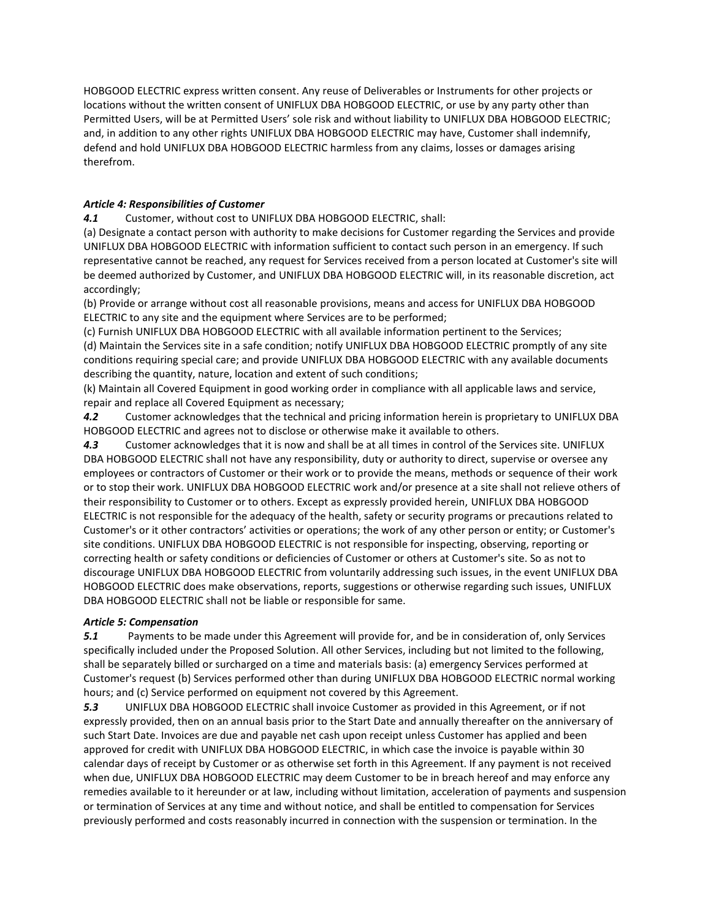HOBGOOD ELECTRIC express written consent. Any reuse of Deliverables or Instruments for other projects or locations without the written consent of UNIFLUX DBA HOBGOOD ELECTRIC, or use by any party other than Permitted Users, will be at Permitted Users' sole risk and without liability to UNIFLUX DBA HOBGOOD ELECTRIC; and, in addition to any other rights UNIFLUX DBA HOBGOOD ELECTRIC may have, Customer shall indemnify, defend and hold UNIFLUX DBA HOBGOOD ELECTRIC harmless from any claims, losses or damages arising therefrom.

***Article 4: Responsibilities of Customer***

***4.1*** Customer, without cost to UNIFLUX DBA HOBGOOD ELECTRIC, shall:

(a) Designate a contact person with authority to make decisions for Customer regarding the Services and provide UNIFLUX DBA HOBGOOD ELECTRIC with information sufficient to contact such person in an emergency. If such representative cannot be reached, any request for Services received from a person located at Customer's site will be deemed authorized by Customer, and UNIFLUX DBA HOBGOOD ELECTRIC will, in its reasonable discretion, act accordingly;

(b) Provide or arrange without cost all reasonable provisions, means and access for UNIFLUX DBA HOBGOOD ELECTRIC to any site and the equipment where Services are to be performed;

(c) Furnish UNIFLUX DBA HOBGOOD ELECTRIC with all available information pertinent to the Services;

(d) Maintain the Services site in a safe condition; notify UNIFLUX DBA HOBGOOD ELECTRIC promptly of any site conditions requiring special care; and provide UNIFLUX DBA HOBGOOD ELECTRIC with any available documents describing the quantity, nature, location and extent of such conditions;

(k) Maintain all Covered Equipment in good working order in compliance with all applicable laws and service, repair and replace all Covered Equipment as necessary;

***4.2*** Customer acknowledges that the technical and pricing information herein is proprietary to UNIFLUX DBA HOBGOOD ELECTRIC and agrees not to disclose or otherwise make it available to others.

***4.3*** Customer acknowledges that it is now and shall be at all times in control of the Services site. UNIFLUX DBA HOBGOOD ELECTRIC shall not have any responsibility, duty or authority to direct, supervise or oversee any employees or contractors of Customer or their work or to provide the means, methods or sequence of their work or to stop their work. UNIFLUX DBA HOBGOOD ELECTRIC work and/or presence at a site shall not relieve others of their responsibility to Customer or to others. Except as expressly provided herein, UNIFLUX DBA HOBGOOD ELECTRIC is not responsible for the adequacy of the health, safety or security programs or precautions related to Customer's or it other contractors' activities or operations; the work of any other person or entity; or Customer's site conditions. UNIFLUX DBA HOBGOOD ELECTRIC is not responsible for inspecting, observing, reporting or correcting health or safety conditions or deficiencies of Customer or others at Customer's site. So as not to discourage UNIFLUX DBA HOBGOOD ELECTRIC from voluntarily addressing such issues, in the event UNIFLUX DBA HOBGOOD ELECTRIC does make observations, reports, suggestions or otherwise regarding such issues, UNIFLUX DBA HOBGOOD ELECTRIC shall not be liable or responsible for same.

***Article 5: Compensation***

***5.1*** Payments to be made under this Agreement will provide for, and be in consideration of, only Services specifically included under the Proposed Solution. All other Services, including but not limited to the following, shall be separately billed or surcharged on a time and materials basis: (a) emergency Services performed at Customer's request (b) Services performed other than during UNIFLUX DBA HOBGOOD ELECTRIC normal working hours; and (c) Service performed on equipment not covered by this Agreement.

***5.3*** UNIFLUX DBA HOBGOOD ELECTRIC shall invoice Customer as provided in this Agreement, or if not expressly provided, then on an annual basis prior to the Start Date and annually thereafter on the anniversary of such Start Date. Invoices are due and payable net cash upon receipt unless Customer has applied and been approved for credit with UNIFLUX DBA HOBGOOD ELECTRIC, in which case the invoice is payable within 30 calendar days of receipt by Customer or as otherwise set forth in this Agreement. If any payment is not received when due, UNIFLUX DBA HOBGOOD ELECTRIC may deem Customer to be in breach hereof and may enforce any remedies available to it hereunder or at law, including without limitation, acceleration of payments and suspension or termination of Services at any time and without notice, and shall be entitled to compensation for Services previously performed and costs reasonably incurred in connection with the suspension or termination. In the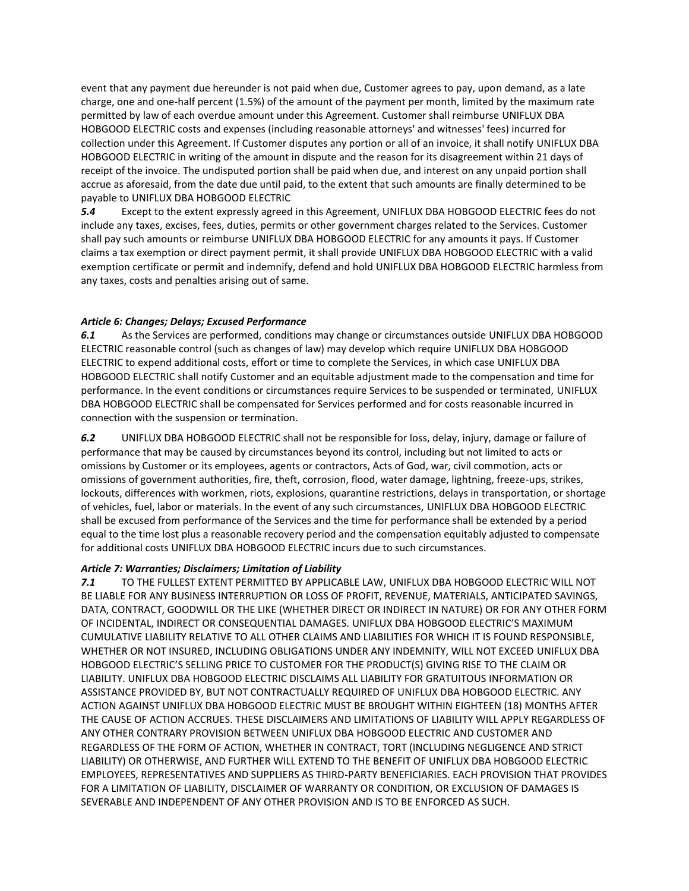event that any payment due hereunder is not paid when due, Customer agrees to pay, upon demand, as a late charge, one and one-half percent (1.5%) of the amount of the payment per month, limited by the maximum rate permitted by law of each overdue amount under this Agreement. Customer shall reimburse UNIFLUX DBA HOBGOOD ELECTRIC costs and expenses (including reasonable attorneys' and witnesses' fees) incurred for collection under this Agreement. If Customer disputes any portion or all of an invoice, it shall notify UNIFLUX DBA HOBGOOD ELECTRIC in writing of the amount in dispute and the reason for its disagreement within 21 days of receipt of the invoice. The undisputed portion shall be paid when due, and interest on any unpaid portion shall accrue as aforesaid, from the date due until paid, to the extent that such amounts are finally determined to be payable to UNIFLUX DBA HOBGOOD ELECTRIC

***5.4*** Except to the extent expressly agreed in this Agreement, UNIFLUX DBA HOBGOOD ELECTRIC fees do not include any taxes, excises, fees, duties, permits or other government charges related to the Services. Customer shall pay such amounts or reimburse UNIFLUX DBA HOBGOOD ELECTRIC for any amounts it pays. If Customer claims a tax exemption or direct payment permit, it shall provide UNIFLUX DBA HOBGOOD ELECTRIC with a valid exemption certificate or permit and indemnify, defend and hold UNIFLUX DBA HOBGOOD ELECTRIC harmless from any taxes, costs and penalties arising out of same.

***Article 6: Changes; Delays; Excused Performance***

***6.1*** As the Services are performed, conditions may change or circumstances outside UNIFLUX DBA HOBGOOD ELECTRIC reasonable control (such as changes of law) may develop which require UNIFLUX DBA HOBGOOD ELECTRIC to expend additional costs, effort or time to complete the Services, in which case UNIFLUX DBA HOBGOOD ELECTRIC shall notify Customer and an equitable adjustment made to the compensation and time for performance. In the event conditions or circumstances require Services to be suspended or terminated, UNIFLUX DBA HOBGOOD ELECTRIC shall be compensated for Services performed and for costs reasonable incurred in connection with the suspension or termination.

***6.2*** UNIFLUX DBA HOBGOOD ELECTRIC shall not be responsible for loss, delay, injury, damage or failure of performance that may be caused by circumstances beyond its control, including but not limited to acts or omissions by Customer or its employees, agents or contractors, Acts of God, war, civil commotion, acts or omissions of government authorities, fire, theft, corrosion, flood, water damage, lightning, freeze-ups, strikes, lockouts, differences with workmen, riots, explosions, quarantine restrictions, delays in transportation, or shortage of vehicles, fuel, labor or materials. In the event of any such circumstances, UNIFLUX DBA HOBGOOD ELECTRIC shall be excused from performance of the Services and the time for performance shall be extended by a period equal to the time lost plus a reasonable recovery period and the compensation equitably adjusted to compensate for additional costs UNIFLUX DBA HOBGOOD ELECTRIC incurs due to such circumstances.

***Article 7: Warranties; Disclaimers; Limitation of Liability***

***7.1*** TO THE FULLEST EXTENT PERMITTED BY APPLICABLE LAW, UNIFLUX DBA HOBGOOD ELECTRIC WILL NOT BE LIABLE FOR ANY BUSINESS INTERRUPTION OR LOSS OF PROFIT, REVENUE, MATERIALS, ANTICIPATED SAVINGS, DATA, CONTRACT, GOODWILL OR THE LIKE (WHETHER DIRECT OR INDIRECT IN NATURE) OR FOR ANY OTHER FORM OF INCIDENTAL, INDIRECT OR CONSEQUENTIAL DAMAGES. UNIFLUX DBA HOBGOOD ELECTRIC'S MAXIMUM CUMULATIVE LIABILITY RELATIVE TO ALL OTHER CLAIMS AND LIABILITIES FOR WHICH IT IS FOUND RESPONSIBLE, WHETHER OR NOT INSURED, INCLUDING OBLIGATIONS UNDER ANY INDEMNITY, WILL NOT EXCEED UNIFLUX DBA HOBGOOD ELECTRIC'S SELLING PRICE TO CUSTOMER FOR THE PRODUCT(S) GIVING RISE TO THE CLAIM OR LIABILITY. UNIFLUX DBA HOBGOOD ELECTRIC DISCLAIMS ALL LIABILITY FOR GRATUITOUS INFORMATION OR ASSISTANCE PROVIDED BY, BUT NOT CONTRACTUALLY REQUIRED OF UNIFLUX DBA HOBGOOD ELECTRIC. ANY ACTION AGAINST UNIFLUX DBA HOBGOOD ELECTRIC MUST BE BROUGHT WITHIN EIGHTEEN (18) MONTHS AFTER THE CAUSE OF ACTION ACCRUES. THESE DISCLAIMERS AND LIMITATIONS OF LIABILITY WILL APPLY REGARDLESS OF ANY OTHER CONTRARY PROVISION BETWEEN UNIFLUX DBA HOBGOOD ELECTRIC AND CUSTOMER AND REGARDLESS OF THE FORM OF ACTION, WHETHER IN CONTRACT, TORT (INCLUDING NEGLIGENCE AND STRICT LIABILITY) OR OTHERWISE, AND FURTHER WILL EXTEND TO THE BENEFIT OF UNIFLUX DBA HOBGOOD ELECTRIC EMPLOYEES, REPRESENTATIVES AND SUPPLIERS AS THIRD-PARTY BENEFICIARIES. EACH PROVISION THAT PROVIDES FOR A LIMITATION OF LIABILITY, DISCLAIMER OF WARRANTY OR CONDITION, OR EXCLUSION OF DAMAGES IS SEVERABLE AND INDEPENDENT OF ANY OTHER PROVISION AND IS TO BE ENFORCED AS SUCH.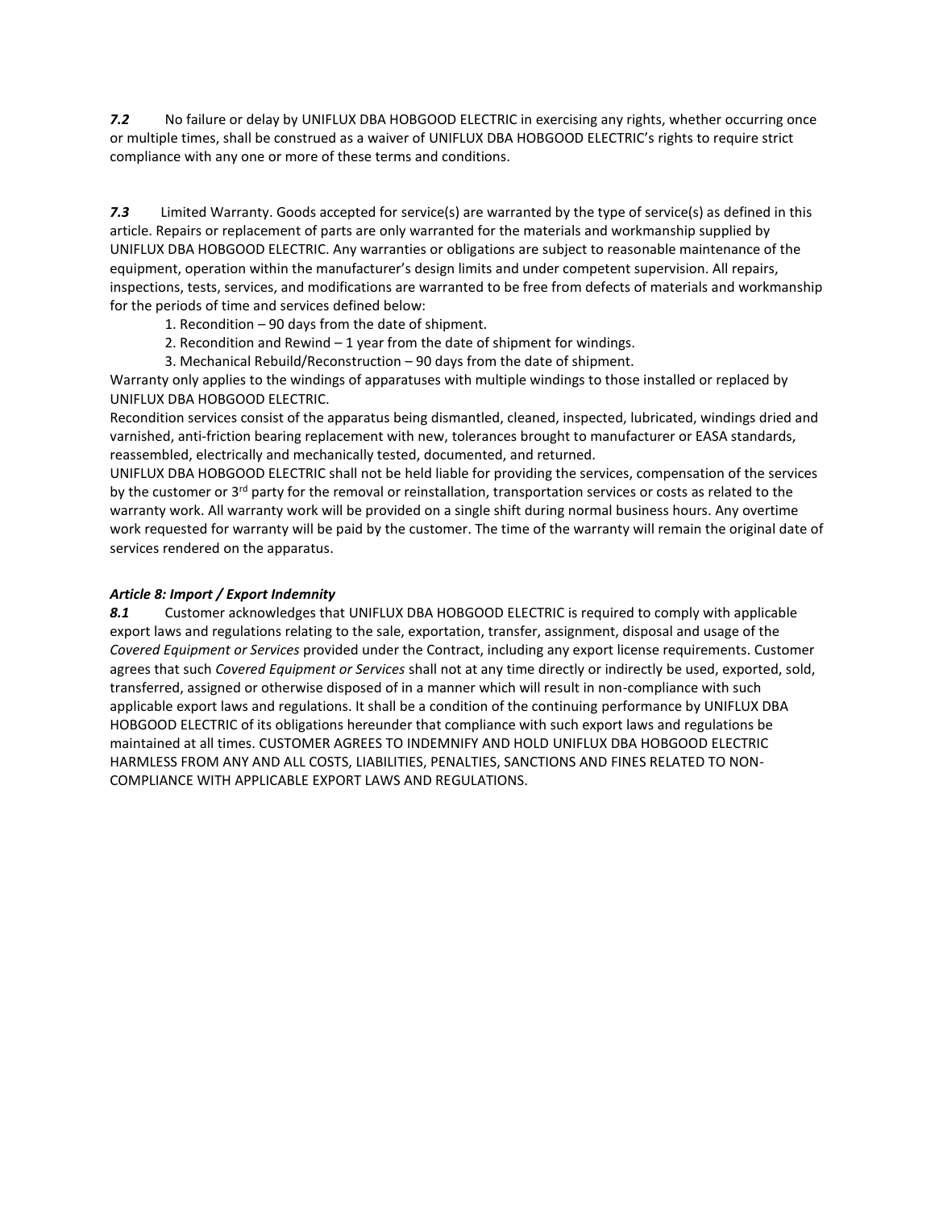***7.2*** No failure or delay by UNIFLUX DBA HOBGOOD ELECTRIC in exercising any rights, whether occurring once or multiple times, shall be construed as a waiver of UNIFLUX DBA HOBGOOD ELECTRIC's rights to require strict compliance with any one or more of these terms and conditions.

***7.3*** Limited Warranty. Goods accepted for service(s) are warranted by the type of service(s) as defined in this article. Repairs or replacement of parts are only warranted for the materials and workmanship supplied by UNIFLUX DBA HOBGOOD ELECTRIC. Any warranties or obligations are subject to reasonable maintenance of the equipment, operation within the manufacturer's design limits and under competent supervision. All repairs, inspections, tests, services, and modifications are warranted to be free from defects of materials and workmanship for the periods of time and services defined below:

1. Recondition – 90 days from the date of shipment.
2. Recondition and Rewind – 1 year from the date of shipment for windings.
3. Mechanical Rebuild/Reconstruction – 90 days from the date of shipment.

Warranty only applies to the windings of apparatuses with multiple windings to those installed or replaced by UNIFLUX DBA HOBGOOD ELECTRIC.

Recondition services consist of the apparatus being dismantled, cleaned, inspected, lubricated, windings dried and varnished, anti-friction bearing replacement with new, tolerances brought to manufacturer or EASA standards, reassembled, electrically and mechanically tested, documented, and returned.

UNIFLUX DBA HOBGOOD ELECTRIC shall not be held liable for providing the services, compensation of the services by the customer or 3rd party for the removal or reinstallation, transportation services or costs as related to the warranty work. All warranty work will be provided on a single shift during normal business hours. Any overtime work requested for warranty will be paid by the customer. The time of the warranty will remain the original date of services rendered on the apparatus.

***Article 8: Import / Export Indemnity***

***8.1*** Customer acknowledges that UNIFLUX DBA HOBGOOD ELECTRIC is required to comply with applicable export laws and regulations relating to the sale, exportation, transfer, assignment, disposal and usage of the *Covered Equipment or Services* provided under the Contract, including any export license requirements. Customer agrees that such *Covered Equipment or Services* shall not at any time directly or indirectly be used, exported, sold, transferred, assigned or otherwise disposed of in a manner which will result in non-compliance with such applicable export laws and regulations. It shall be a condition of the continuing performance by UNIFLUX DBA HOBGOOD ELECTRIC of its obligations hereunder that compliance with such export laws and regulations be maintained at all times. CUSTOMER AGREES TO INDEMNIFY AND HOLD UNIFLUX DBA HOBGOOD ELECTRIC HARMLESS FROM ANY AND ALL COSTS, LIABILITIES, PENALTIES, SANCTIONS AND FINES RELATED TO NON-COMPLIANCE WITH APPLICABLE EXPORT LAWS AND REGULATIONS.